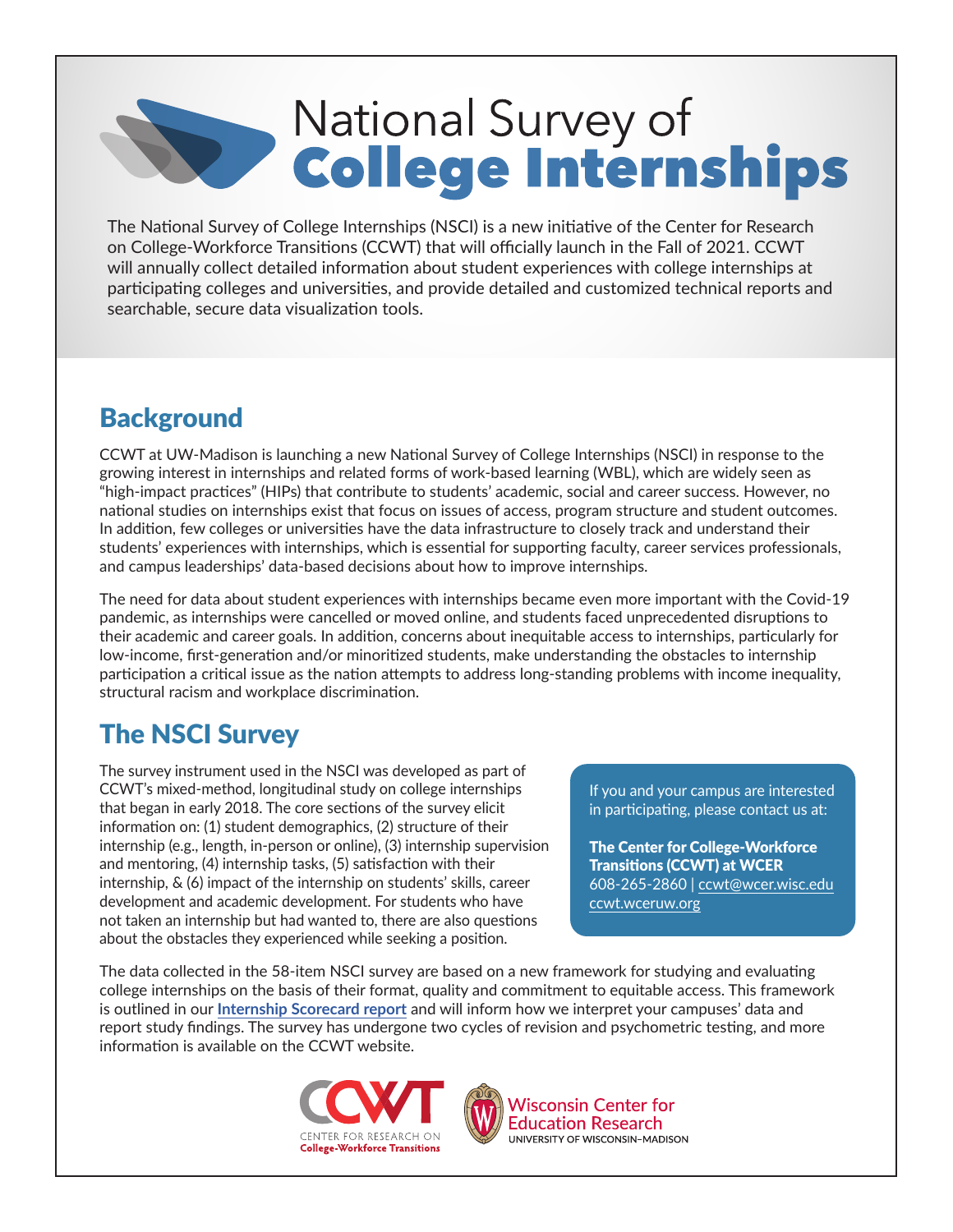# National Survey of College Internships

The National Survey of College Internships (NSCI) is a new initiative of the Center for Research on College-Workforce Transitions (CCWT) that will officially launch in the Fall of 2021. CCWT will annually collect detailed information about student experiences with college internships at participating colleges and universities, and provide detailed and customized technical reports and searchable, secure data visualization tools.

## Background

CCWT at UW-Madison is launching a new National Survey of College Internships (NSCI) in response to the growing interest in internships and related forms of work-based learning (WBL), which are widely seen as "high-impact practices" (HIPs) that contribute to students' academic, social and career success. However, no national studies on internships exist that focus on issues of access, program structure and student outcomes. In addition, few colleges or universities have the data infrastructure to closely track and understand their students' experiences with internships, which is essential for supporting faculty, career services professionals, and campus leaderships' data-based decisions about how to improve internships.

The need for data about student experiences with internships became even more important with the Covid-19 pandemic, as internships were cancelled or moved online, and students faced unprecedented disruptions to their academic and career goals. In addition, concerns about inequitable access to internships, particularly for low-income, first-generation and/or minoritized students, make understanding the obstacles to internship participation a critical issue as the nation attempts to address long-standing problems with income inequality, structural racism and workplace discrimination.

## The NSCI Survey

The survey instrument used in the NSCI was developed as part of CCWT's mixed-method, longitudinal study on college internships that began in early 2018. The core sections of the survey elicit information on: (1) student demographics, (2) structure of their internship (e.g., length, in-person or online), (3) internship supervision and mentoring, (4) internship tasks, (5) satisfaction with their internship, & (6) impact of the internship on students' skills, career development and academic development. For students who have not taken an internship but had wanted to, there are also questions about the obstacles they experienced while seeking a position.

If you and your campus are interested in participating, please contact us at:

**The Center for College-Workforce Transitions (CCWT) at WCER**
608-265-2860 | ccwt@wcer.wisc.edu
ccwt.wceruw.org

The data collected in the 58-item NSCI survey are based on a new framework for studying and evaluating college internships on the basis of their format, quality and commitment to equitable access. This framework is outlined in our **Internship Scorecard report** and will inform how we interpret your campuses' data and report study findings. The survey has undergone two cycles of revision and psychometric testing, and more information is available on the CCWT website.

CCWT CENTER FOR RESEARCH ON College-Workforce Transitions

Wisconsin Center for Education Research
UNIVERSITY OF WISCONSIN–MADISON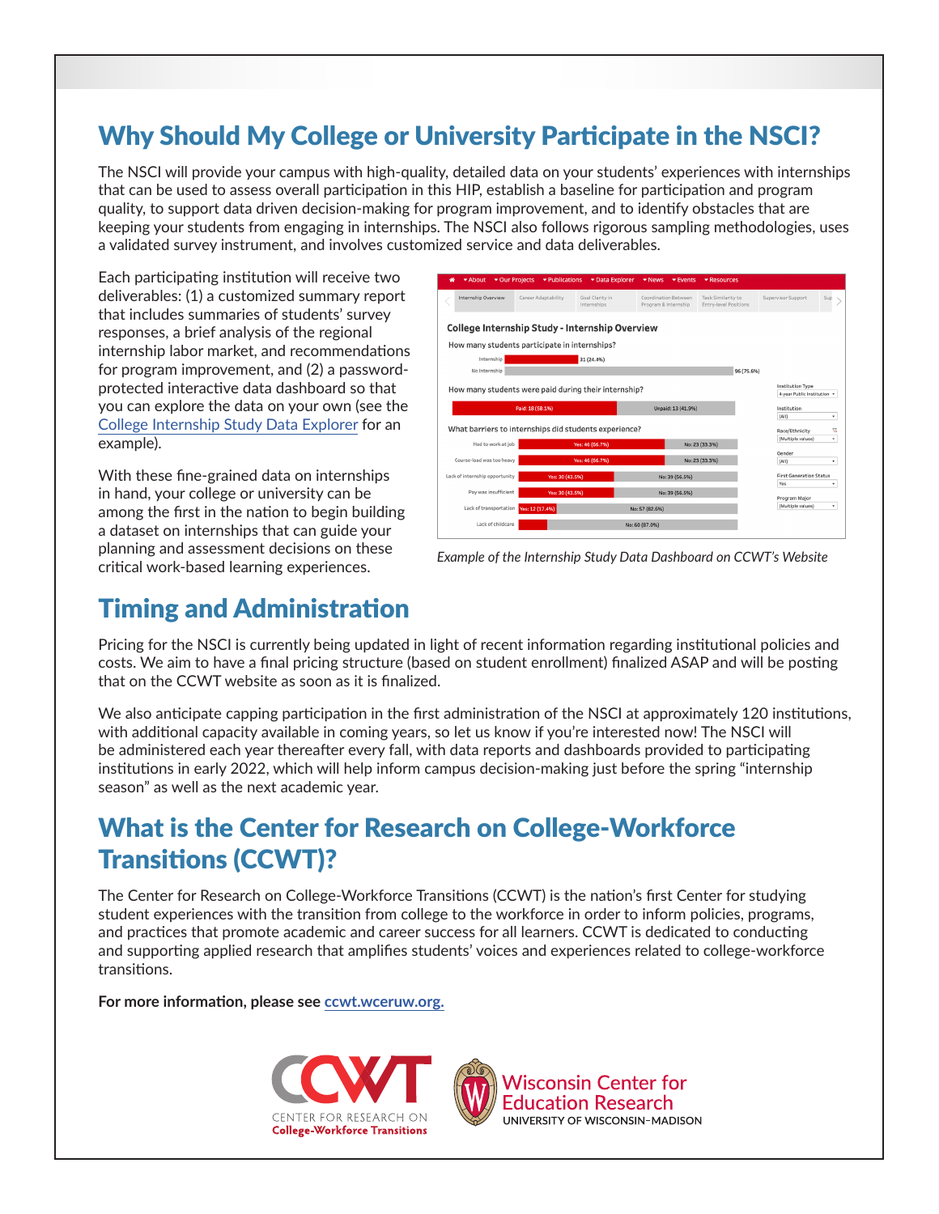## Why Should My College or University Participate in the NSCI?

The NSCI will provide your campus with high-quality, detailed data on your students' experiences with internships that can be used to assess overall participation in this HIP, establish a baseline for participation and program quality, to support data driven decision-making for program improvement, and to identify obstacles that are keeping your students from engaging in internships. The NSCI also follows rigorous sampling methodologies, uses a validated survey instrument, and involves customized service and data deliverables.

Each participating institution will receive two deliverables: (1) a customized summary report that includes summaries of students' survey responses, a brief analysis of the regional internship labor market, and recommendations for program improvement, and (2) a password-protected interactive data dashboard so that you can explore the data on your own (see the College Internship Study Data Explorer for an example).

With these fine-grained data on internships in hand, your college or university can be among the first in the nation to begin building a dataset on internships that can guide your planning and assessment decisions on these critical work-based learning experiences.

*Example of the Internship Study Data Dashboard on CCWT's Website*

## Timing and Administration

Pricing for the NSCI is currently being updated in light of recent information regarding institutional policies and costs. We aim to have a final pricing structure (based on student enrollment) finalized ASAP and will be posting that on the CCWT website as soon as it is finalized.

We also anticipate capping participation in the first administration of the NSCI at approximately 120 institutions, with additional capacity available in coming years, so let us know if you're interested now! The NSCI will be administered each year thereafter every fall, with data reports and dashboards provided to participating institutions in early 2022, which will help inform campus decision-making just before the spring "internship season" as well as the next academic year.

## What is the Center for Research on College-Workforce Transitions (CCWT)?

The Center for Research on College-Workforce Transitions (CCWT) is the nation's first Center for studying student experiences with the transition from college to the workforce in order to inform policies, programs, and practices that promote academic and career success for all learners. CCWT is dedicated to conducting and supporting applied research that amplifies students' voices and experiences related to college-workforce transitions.

**For more information, please see ccwt.wceruw.org.**

CCWT
CENTER FOR RESEARCH ON
College-Workforce Transitions

Wisconsin Center for Education Research
UNIVERSITY OF WISCONSIN–MADISON